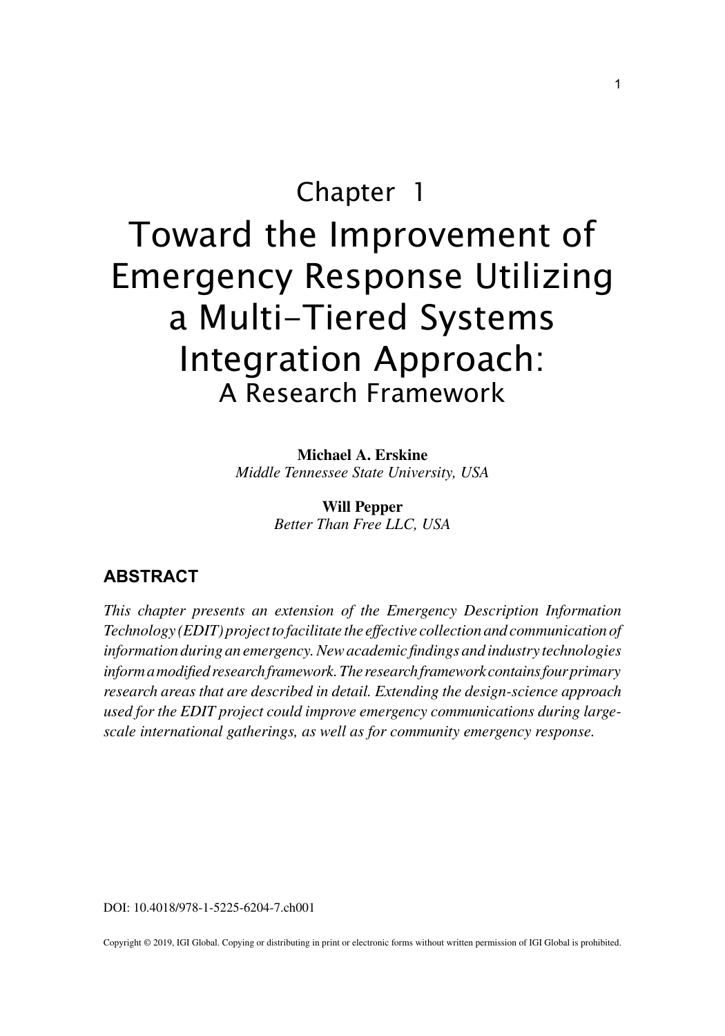Chapter 1

# Toward the Improvement of Emergency Response Utilizing a Multi-Tiered Systems Integration Approach:

## A Research Framework

**Michael A. Erskine**
*Middle Tennessee State University, USA*

**Will Pepper**
*Better Than Free LLC, USA*

## ABSTRACT

*This chapter presents an extension of the Emergency Description Information Technology (EDIT) project to facilitate the effective collection and communication of information during an emergency. New academic findings and industry technologies inform a modified research framework. The research framework contains four primary research areas that are described in detail. Extending the design-science approach used for the EDIT project could improve emergency communications during large-scale international gatherings, as well as for community emergency response.*

DOI: 10.4018/978-1-5225-6204-7.ch001

Copyright © 2019, IGI Global. Copying or distributing in print or electronic forms without written permission of IGI Global is prohibited.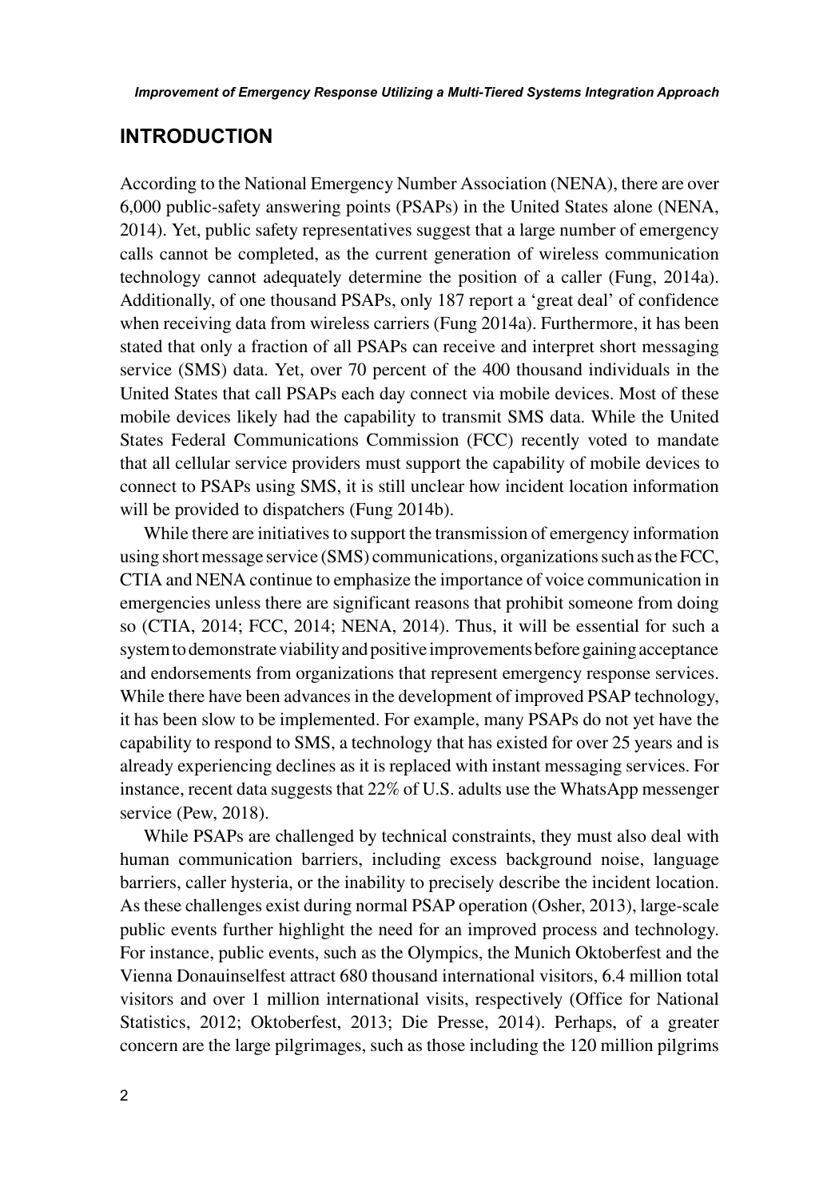## INTRODUCTION

According to the National Emergency Number Association (NENA), there are over 6,000 public-safety answering points (PSAPs) in the United States alone (NENA, 2014). Yet, public safety representatives suggest that a large number of emergency calls cannot be completed, as the current generation of wireless communication technology cannot adequately determine the position of a caller (Fung, 2014a). Additionally, of one thousand PSAPs, only 187 report a 'great deal' of confidence when receiving data from wireless carriers (Fung 2014a). Furthermore, it has been stated that only a fraction of all PSAPs can receive and interpret short messaging service (SMS) data. Yet, over 70 percent of the 400 thousand individuals in the United States that call PSAPs each day connect via mobile devices. Most of these mobile devices likely had the capability to transmit SMS data. While the United States Federal Communications Commission (FCC) recently voted to mandate that all cellular service providers must support the capability of mobile devices to connect to PSAPs using SMS, it is still unclear how incident location information will be provided to dispatchers (Fung 2014b).

While there are initiatives to support the transmission of emergency information using short message service (SMS) communications, organizations such as the FCC, CTIA and NENA continue to emphasize the importance of voice communication in emergencies unless there are significant reasons that prohibit someone from doing so (CTIA, 2014; FCC, 2014; NENA, 2014). Thus, it will be essential for such a system to demonstrate viability and positive improvements before gaining acceptance and endorsements from organizations that represent emergency response services. While there have been advances in the development of improved PSAP technology, it has been slow to be implemented. For example, many PSAPs do not yet have the capability to respond to SMS, a technology that has existed for over 25 years and is already experiencing declines as it is replaced with instant messaging services. For instance, recent data suggests that 22% of U.S. adults use the WhatsApp messenger service (Pew, 2018).

While PSAPs are challenged by technical constraints, they must also deal with human communication barriers, including excess background noise, language barriers, caller hysteria, or the inability to precisely describe the incident location. As these challenges exist during normal PSAP operation (Osher, 2013), large-scale public events further highlight the need for an improved process and technology. For instance, public events, such as the Olympics, the Munich Oktoberfest and the Vienna Donauinselfest attract 680 thousand international visitors, 6.4 million total visitors and over 1 million international visits, respectively (Office for National Statistics, 2012; Oktoberfest, 2013; Die Presse, 2014). Perhaps, of a greater concern are the large pilgrimages, such as those including the 120 million pilgrims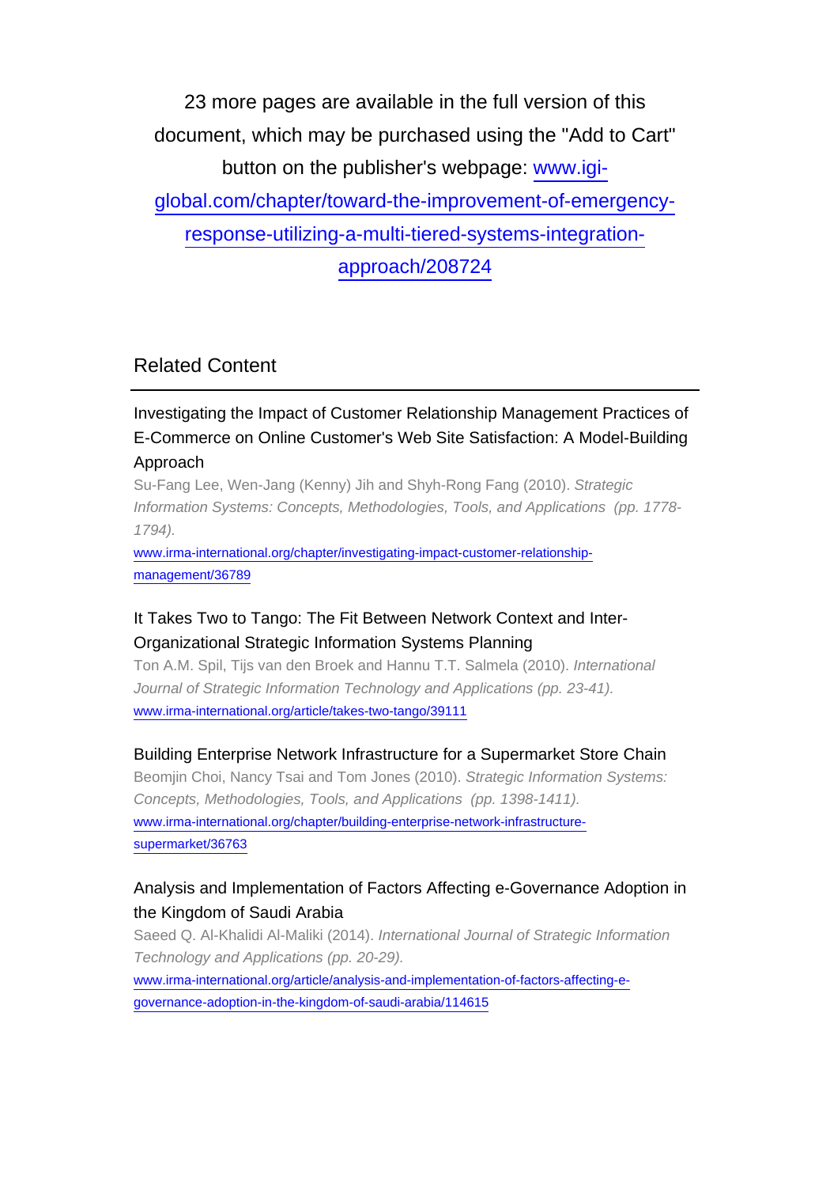23 more pages are available in the full version of this document, which may be purchased using the "Add to Cart" button on the publisher's webpage: [www.igi-global.com/chapter/toward-the-improvement-of-emergency-response-utilizing-a-multi-tiered-systems-integration-approach/208724](www.igi-global.com/chapter/toward-the-improvement-of-emergency-response-utilizing-a-multi-tiered-systems-integration-approach/208724)

## Related Content

### Investigating the Impact of Customer Relationship Management Practices of E-Commerce on Online Customer's Web Site Satisfaction: A Model-Building Approach

Su-Fang Lee, Wen-Jang (Kenny) Jih and Shyh-Rong Fang (2010). *Strategic Information Systems: Concepts, Methodologies, Tools, and Applications (pp. 1778-1794).*

[www.irma-international.org/chapter/investigating-impact-customer-relationship-management/36789](www.irma-international.org/chapter/investigating-impact-customer-relationship-management/36789)

### It Takes Two to Tango: The Fit Between Network Context and Inter-Organizational Strategic Information Systems Planning

Ton A.M. Spil, Tijs van den Broek and Hannu T.T. Salmela (2010). *International Journal of Strategic Information Technology and Applications (pp. 23-41).*

[www.irma-international.org/article/takes-two-tango/39111](www.irma-international.org/article/takes-two-tango/39111)

### Building Enterprise Network Infrastructure for a Supermarket Store Chain

Beomjin Choi, Nancy Tsai and Tom Jones (2010). *Strategic Information Systems: Concepts, Methodologies, Tools, and Applications (pp. 1398-1411).*

[www.irma-international.org/chapter/building-enterprise-network-infrastructure-supermarket/36763](www.irma-international.org/chapter/building-enterprise-network-infrastructure-supermarket/36763)

### Analysis and Implementation of Factors Affecting e-Governance Adoption in the Kingdom of Saudi Arabia

Saeed Q. Al-Khalidi Al-Maliki (2014). *International Journal of Strategic Information Technology and Applications (pp. 20-29).*

[www.irma-international.org/article/analysis-and-implementation-of-factors-affecting-e-governance-adoption-in-the-kingdom-of-saudi-arabia/114615](www.irma-international.org/article/analysis-and-implementation-of-factors-affecting-e-governance-adoption-in-the-kingdom-of-saudi-arabia/114615)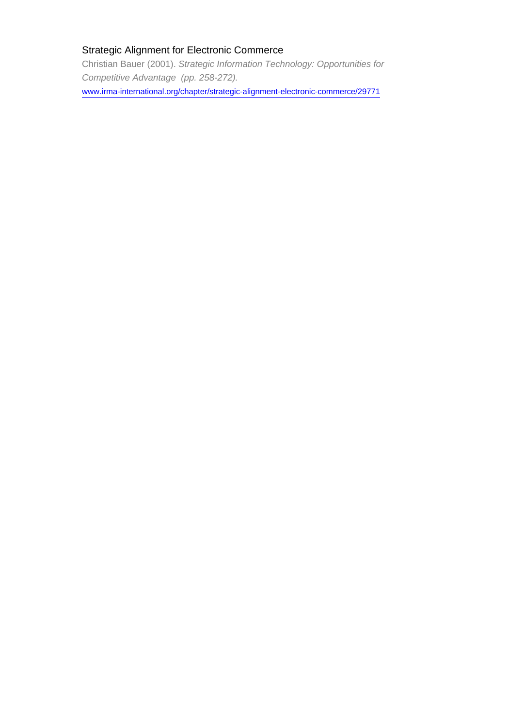Strategic Alignment for Electronic Commerce

Christian Bauer (2001). *Strategic Information Technology: Opportunities for Competitive Advantage (pp. 258-272).*

www.irma-international.org/chapter/strategic-alignment-electronic-commerce/29771